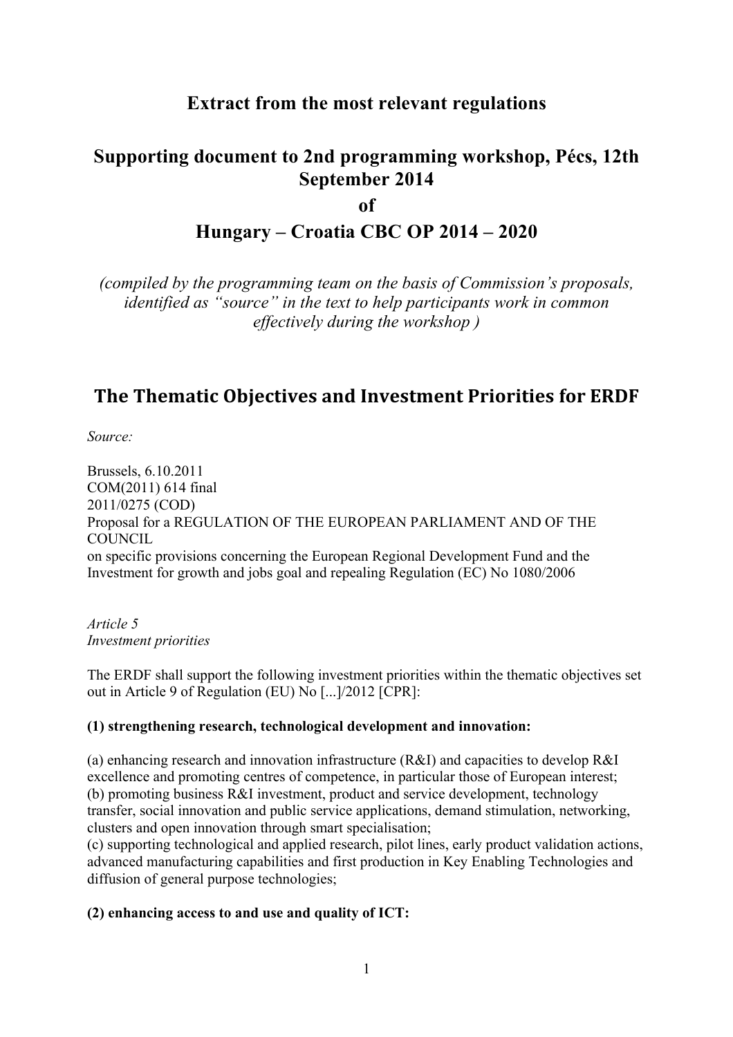# Extract from the most relevant regulations

# Supporting document to 2nd programming workshop, Pécs, 12th September 2014 of Hungary – Croatia CBC OP 2014 – 2020

*(compiled by the programming team on the basis of Commission's proposals, identified as "source" in the text to help participants work in common effectively during the workshop )*

## The Thematic Objectives and Investment Priorities for ERDF

*Source:*

Brussels, 6.10.2011
COM(2011) 614 final
2011/0275 (COD)
Proposal for a REGULATION OF THE EUROPEAN PARLIAMENT AND OF THE COUNCIL
on specific provisions concerning the European Regional Development Fund and the Investment for growth and jobs goal and repealing Regulation (EC) No 1080/2006

*Article 5*
*Investment priorities*

The ERDF shall support the following investment priorities within the thematic objectives set out in Article 9 of Regulation (EU) No [...]/2012 [CPR]:

**(1) strengthening research, technological development and innovation:**

(a) enhancing research and innovation infrastructure (R&I) and capacities to develop R&I excellence and promoting centres of competence, in particular those of European interest;
(b) promoting business R&I investment, product and service development, technology transfer, social innovation and public service applications, demand stimulation, networking, clusters and open innovation through smart specialisation;
(c) supporting technological and applied research, pilot lines, early product validation actions, advanced manufacturing capabilities and first production in Key Enabling Technologies and diffusion of general purpose technologies;

**(2) enhancing access to and use and quality of ICT:**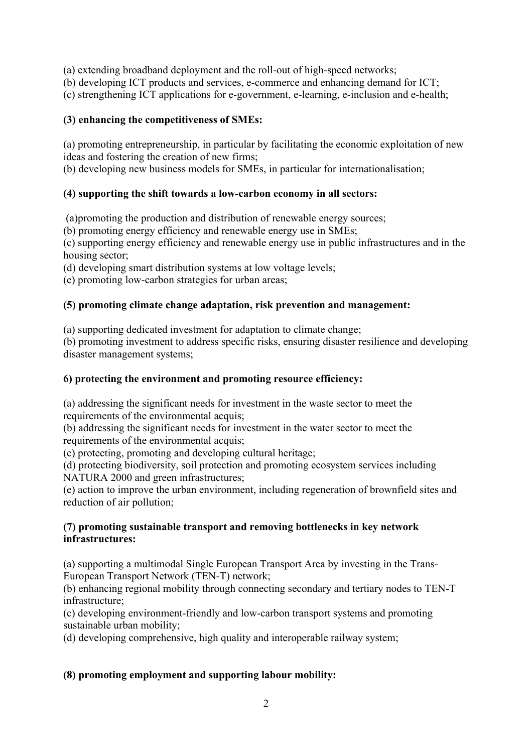(a) extending broadband deployment and the roll-out of high-speed networks;
(b) developing ICT products and services, e-commerce and enhancing demand for ICT;
(c) strengthening ICT applications for e-government, e-learning, e-inclusion and e-health;

**(3) enhancing the competitiveness of SMEs:**

(a) promoting entrepreneurship, in particular by facilitating the economic exploitation of new ideas and fostering the creation of new firms;
(b) developing new business models for SMEs, in particular for internationalisation;

**(4) supporting the shift towards a low-carbon economy in all sectors:**

(a)promoting the production and distribution of renewable energy sources;
(b) promoting energy efficiency and renewable energy use in SMEs;
(c) supporting energy efficiency and renewable energy use in public infrastructures and in the housing sector;
(d) developing smart distribution systems at low voltage levels;
(e) promoting low-carbon strategies for urban areas;

**(5) promoting climate change adaptation, risk prevention and management:**

(a) supporting dedicated investment for adaptation to climate change;
(b) promoting investment to address specific risks, ensuring disaster resilience and developing disaster management systems;

**6) protecting the environment and promoting resource efficiency:**

(a) addressing the significant needs for investment in the waste sector to meet the requirements of the environmental acquis;
(b) addressing the significant needs for investment in the water sector to meet the requirements of the environmental acquis;
(c) protecting, promoting and developing cultural heritage;
(d) protecting biodiversity, soil protection and promoting ecosystem services including NATURA 2000 and green infrastructures;
(e) action to improve the urban environment, including regeneration of brownfield sites and reduction of air pollution;

**(7) promoting sustainable transport and removing bottlenecks in key network infrastructures:**

(a) supporting a multimodal Single European Transport Area by investing in the Trans-European Transport Network (TEN-T) network;
(b) enhancing regional mobility through connecting secondary and tertiary nodes to TEN-T infrastructure;
(c) developing environment-friendly and low-carbon transport systems and promoting sustainable urban mobility;
(d) developing comprehensive, high quality and interoperable railway system;

**(8) promoting employment and supporting labour mobility:**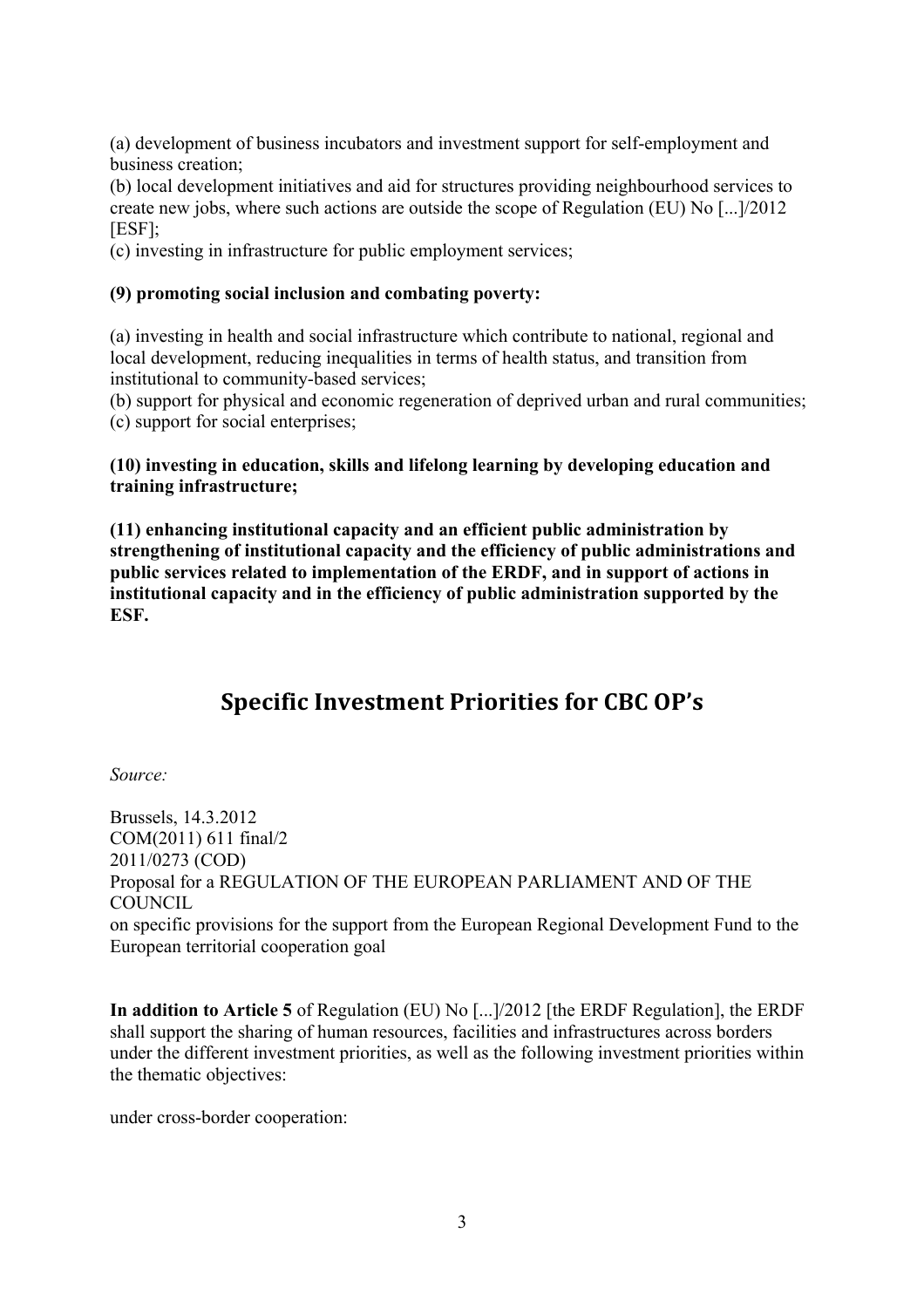(a) development of business incubators and investment support for self-employment and business creation;

(b) local development initiatives and aid for structures providing neighbourhood services to create new jobs, where such actions are outside the scope of Regulation (EU) No [...]/2012 [ESF];

(c) investing in infrastructure for public employment services;

**(9) promoting social inclusion and combating poverty:**

(a) investing in health and social infrastructure which contribute to national, regional and local development, reducing inequalities in terms of health status, and transition from institutional to community-based services;

(b) support for physical and economic regeneration of deprived urban and rural communities;

(c) support for social enterprises;

**(10) investing in education, skills and lifelong learning by developing education and training infrastructure;**

**(11) enhancing institutional capacity and an efficient public administration by strengthening of institutional capacity and the efficiency of public administrations and public services related to implementation of the ERDF, and in support of actions in institutional capacity and in the efficiency of public administration supported by the ESF.**

## Specific Investment Priorities for CBC OP's

*Source:*

Brussels, 14.3.2012
COM(2011) 611 final/2
2011/0273 (COD)
Proposal for a REGULATION OF THE EUROPEAN PARLIAMENT AND OF THE COUNCIL
on specific provisions for the support from the European Regional Development Fund to the European territorial cooperation goal

**In addition to Article 5** of Regulation (EU) No [...]/2012 [the ERDF Regulation], the ERDF shall support the sharing of human resources, facilities and infrastructures across borders under the different investment priorities, as well as the following investment priorities within the thematic objectives:

under cross-border cooperation: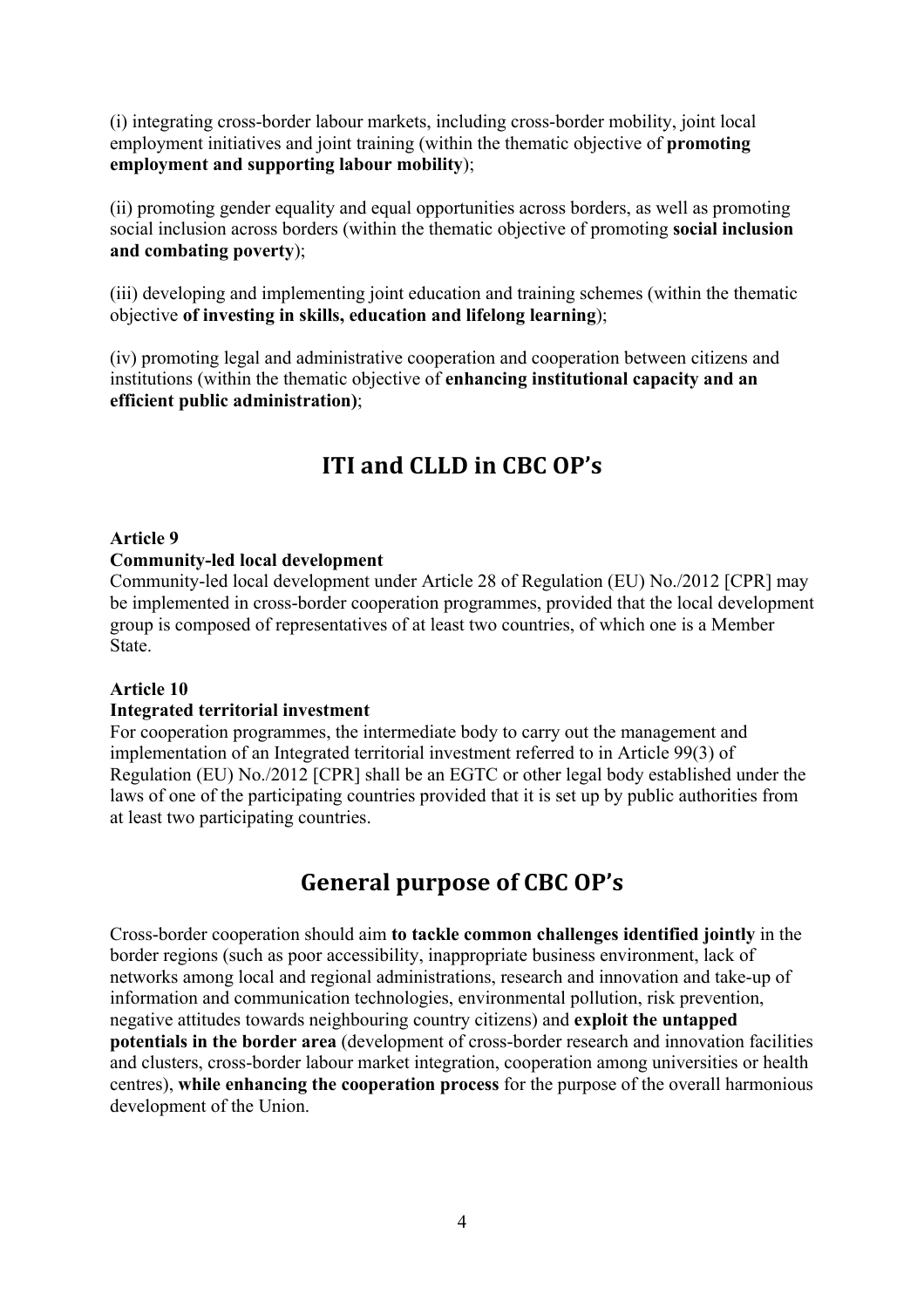(i) integrating cross-border labour markets, including cross-border mobility, joint local employment initiatives and joint training (within the thematic objective of **promoting employment and supporting labour mobility**);

(ii) promoting gender equality and equal opportunities across borders, as well as promoting social inclusion across borders (within the thematic objective of promoting **social inclusion and combating poverty**);

(iii) developing and implementing joint education and training schemes (within the thematic objective **of investing in skills, education and lifelong learning**);

(iv) promoting legal and administrative cooperation and cooperation between citizens and institutions (within the thematic objective of **enhancing institutional capacity and an efficient public administration)**;

## ITI and CLLD in CBC OP's

**Article 9**

**Community-led local development**

Community-led local development under Article 28 of Regulation (EU) No./2012 [CPR] may be implemented in cross-border cooperation programmes, provided that the local development group is composed of representatives of at least two countries, of which one is a Member State.

**Article 10**

**Integrated territorial investment**

For cooperation programmes, the intermediate body to carry out the management and implementation of an Integrated territorial investment referred to in Article 99(3) of Regulation (EU) No./2012 [CPR] shall be an EGTC or other legal body established under the laws of one of the participating countries provided that it is set up by public authorities from at least two participating countries.

## General purpose of CBC OP's

Cross-border cooperation should aim **to tackle common challenges identified jointly** in the border regions (such as poor accessibility, inappropriate business environment, lack of networks among local and regional administrations, research and innovation and take-up of information and communication technologies, environmental pollution, risk prevention, negative attitudes towards neighbouring country citizens) and **exploit the untapped potentials in the border area** (development of cross-border research and innovation facilities and clusters, cross-border labour market integration, cooperation among universities or health centres), **while enhancing the cooperation process** for the purpose of the overall harmonious development of the Union.